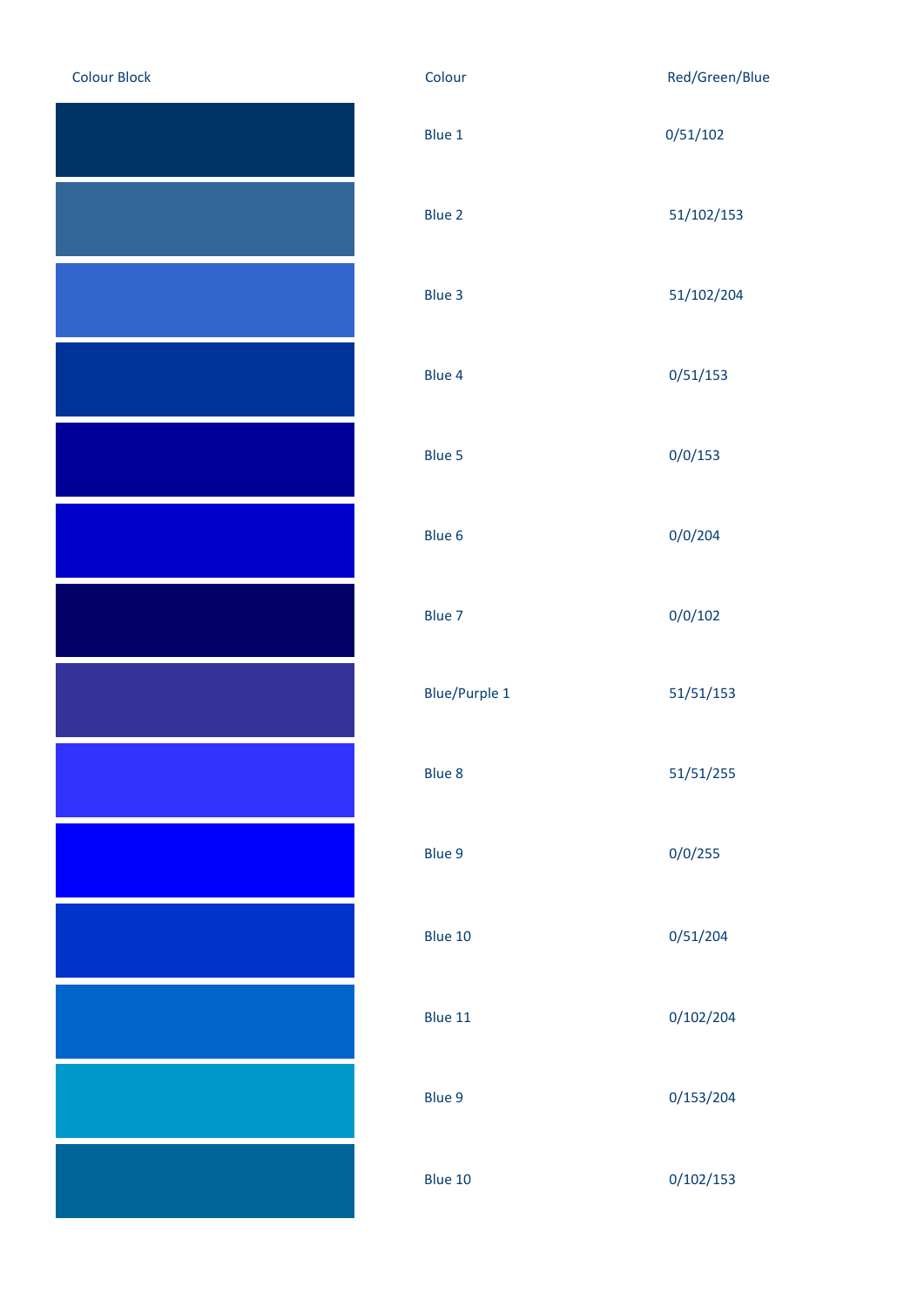| Colour Block | Colour | Red/Green/Blue |
| --- | --- | --- |
| | Blue 1 | 0/51/102 |
| | Blue 2 | 51/102/153 |
| | Blue 3 | 51/102/204 |
| | Blue 4 | 0/51/153 |
| | Blue 5 | 0/0/153 |
| | Blue 6 | 0/0/204 |
| | Blue 7 | 0/0/102 |
| | Blue/Purple 1 | 51/51/153 |
| | Blue 8 | 51/51/255 |
| | Blue 9 | 0/0/255 |
| | Blue 10 | 0/51/204 |
| | Blue 11 | 0/102/204 |
| | Blue 9 | 0/153/204 |
| | Blue 10 | 0/102/153 |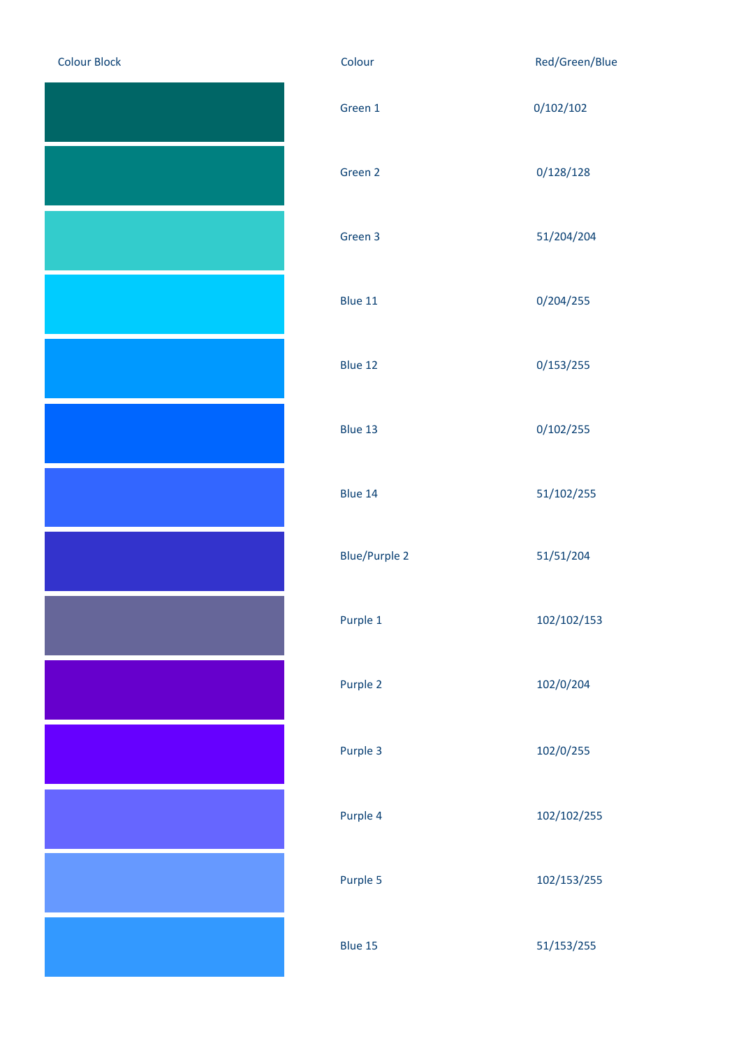| Colour Block | Colour | Red/Green/Blue |
| --- | --- | --- |
| | Green 1 | 0/102/102 |
| | Green 2 | 0/128/128 |
| | Green 3 | 51/204/204 |
| | Blue 11 | 0/204/255 |
| | Blue 12 | 0/153/255 |
| | Blue 13 | 0/102/255 |
| | Blue 14 | 51/102/255 |
| | Blue/Purple 2 | 51/51/204 |
| | Purple 1 | 102/102/153 |
| | Purple 2 | 102/0/204 |
| | Purple 3 | 102/0/255 |
| | Purple 4 | 102/102/255 |
| | Purple 5 | 102/153/255 |
| | Blue 15 | 51/153/255 |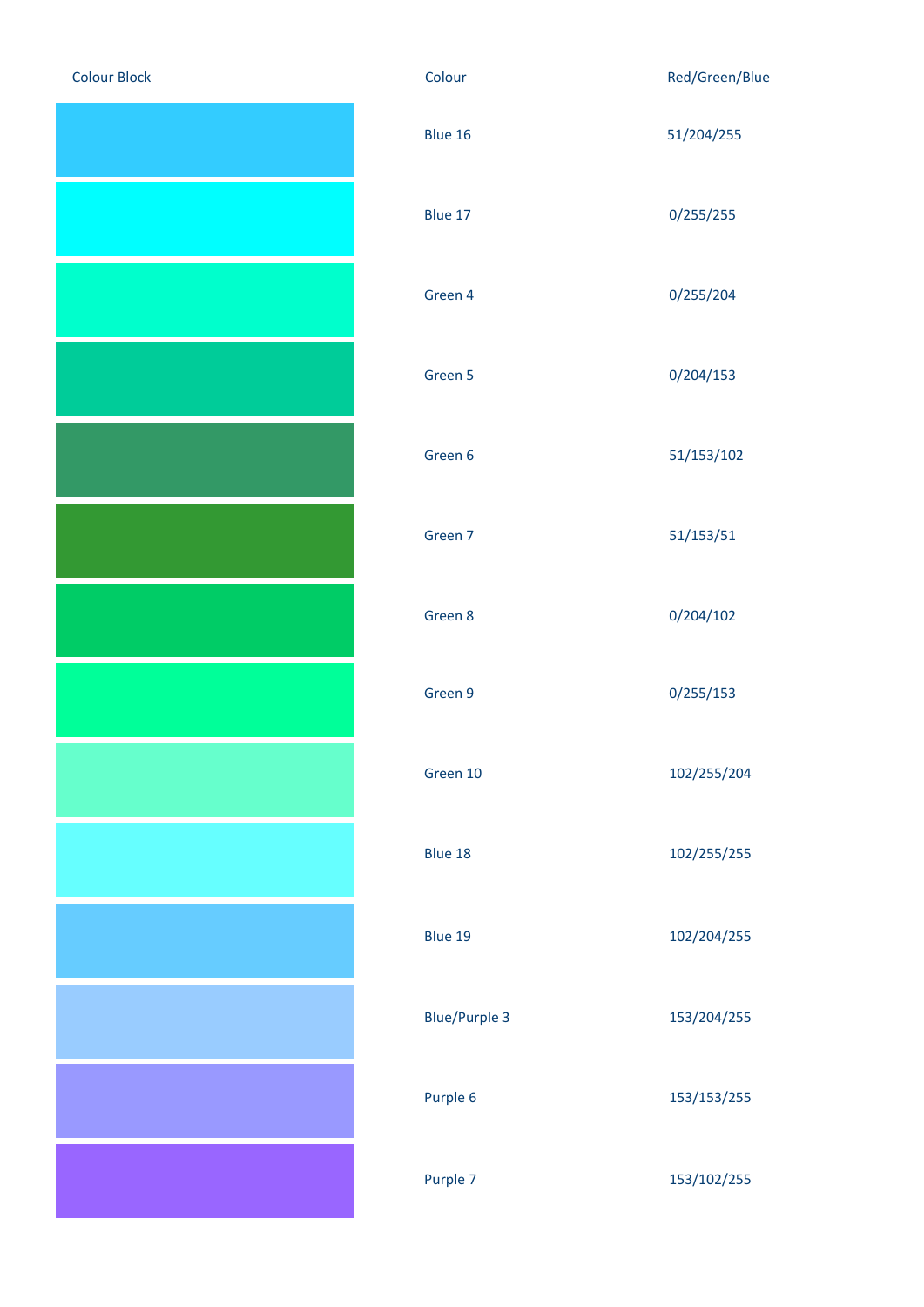| Colour Block | Colour | Red/Green/Blue |
| --- | --- | --- |
| | Blue 16 | 51/204/255 |
| | Blue 17 | 0/255/255 |
| | Green 4 | 0/255/204 |
| | Green 5 | 0/204/153 |
| | Green 6 | 51/153/102 |
| | Green 7 | 51/153/51 |
| | Green 8 | 0/204/102 |
| | Green 9 | 0/255/153 |
| | Green 10 | 102/255/204 |
| | Blue 18 | 102/255/255 |
| | Blue 19 | 102/204/255 |
| | Blue/Purple 3 | 153/204/255 |
| | Purple 6 | 153/153/255 |
| | Purple 7 | 153/102/255 |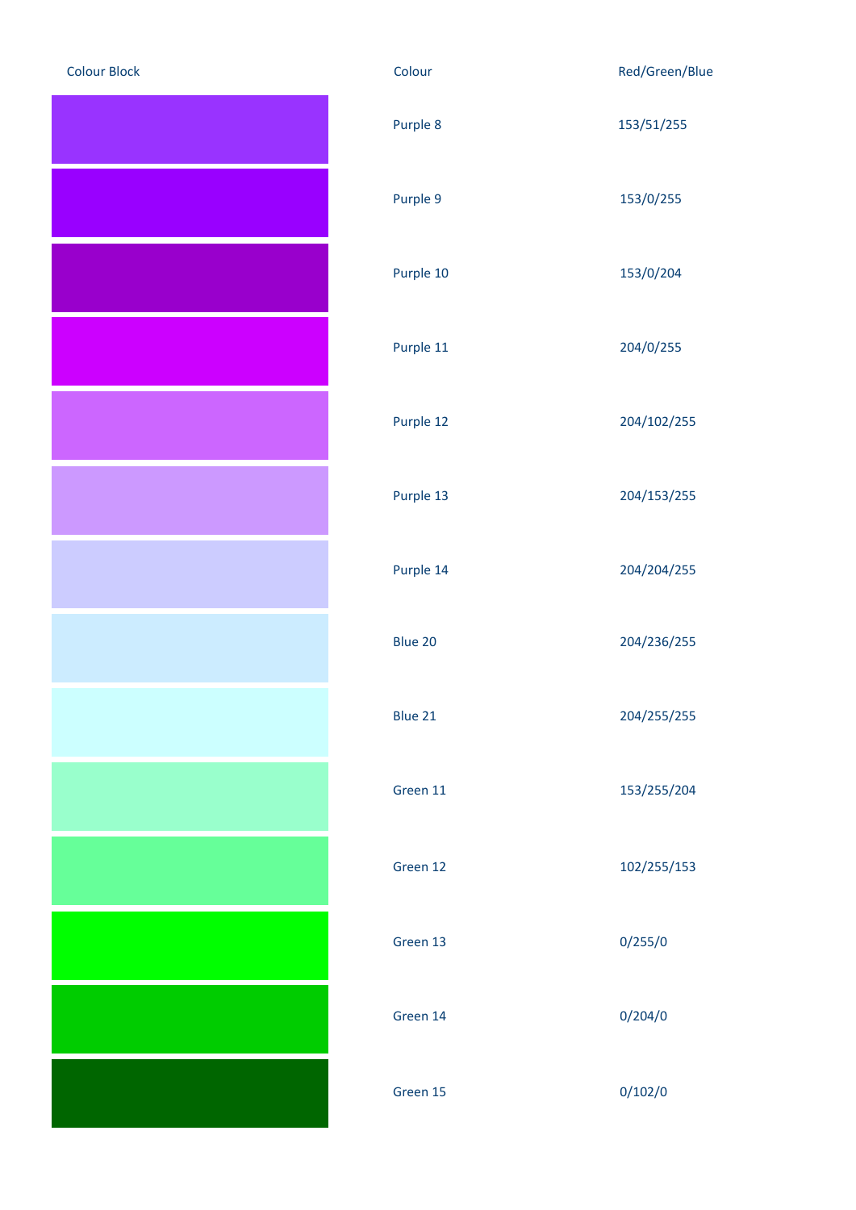| Colour Block | Colour | Red/Green/Blue |
|---|---|---|
| | Purple 8 | 153/51/255 |
| | Purple 9 | 153/0/255 |
| | Purple 10 | 153/0/204 |
| | Purple 11 | 204/0/255 |
| | Purple 12 | 204/102/255 |
| | Purple 13 | 204/153/255 |
| | Purple 14 | 204/204/255 |
| | Blue 20 | 204/236/255 |
| | Blue 21 | 204/255/255 |
| | Green 11 | 153/255/204 |
| | Green 12 | 102/255/153 |
| | Green 13 | 0/255/0 |
| | Green 14 | 0/204/0 |
| | Green 15 | 0/102/0 |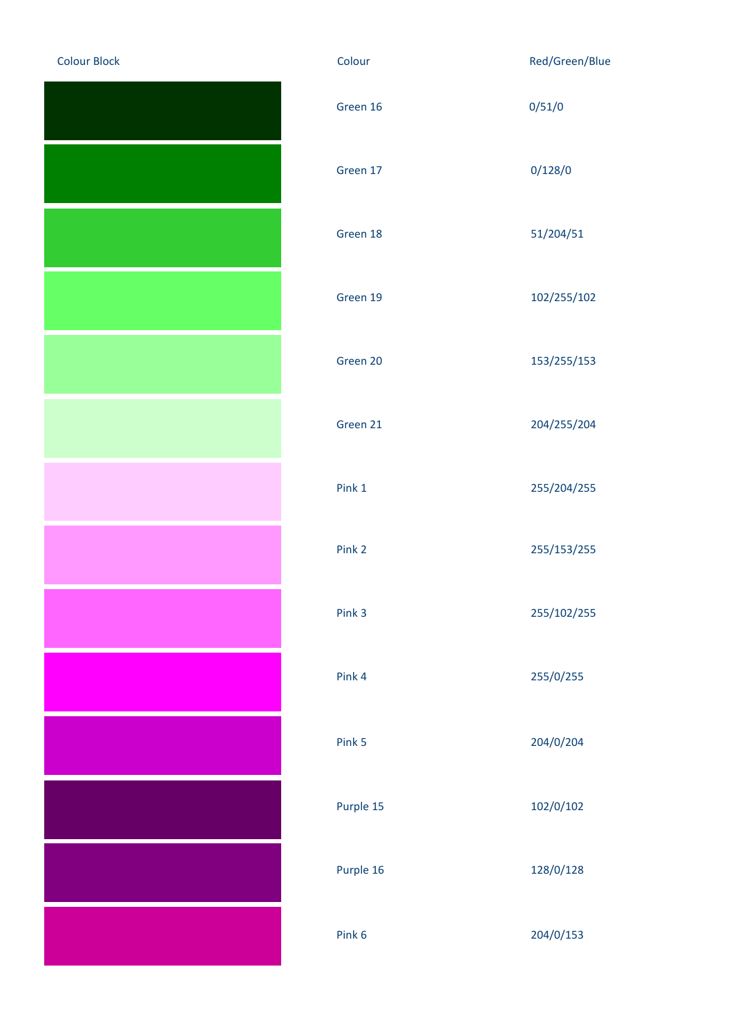| Colour Block | Colour | Red/Green/Blue |
|---|---|---|
| | Green 16 | 0/51/0 |
| | Green 17 | 0/128/0 |
| | Green 18 | 51/204/51 |
| | Green 19 | 102/255/102 |
| | Green 20 | 153/255/153 |
| | Green 21 | 204/255/204 |
| | Pink 1 | 255/204/255 |
| | Pink 2 | 255/153/255 |
| | Pink 3 | 255/102/255 |
| | Pink 4 | 255/0/255 |
| | Pink 5 | 204/0/204 |
| | Purple 15 | 102/0/102 |
| | Purple 16 | 128/0/128 |
| | Pink 6 | 204/0/153 |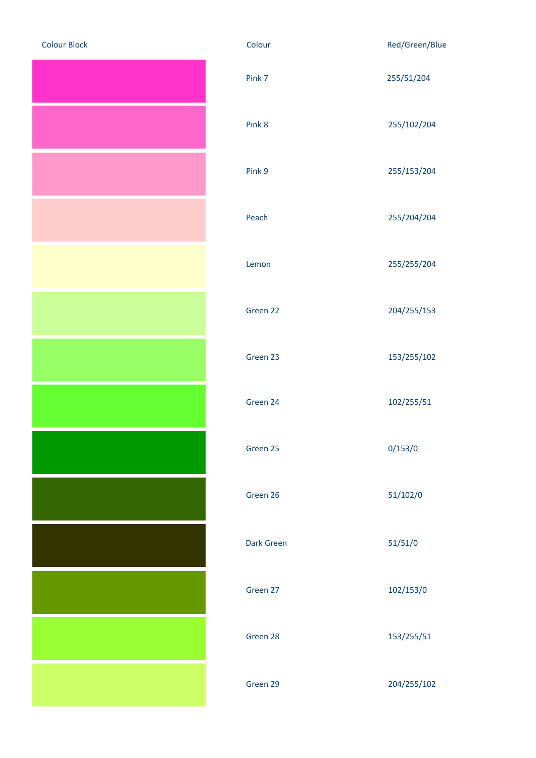| Colour Block | Colour | Red/Green/Blue |
| --- | --- | --- |
| | Pink 7 | 255/51/204 |
| | Pink 8 | 255/102/204 |
| | Pink 9 | 255/153/204 |
| | Peach | 255/204/204 |
| | Lemon | 255/255/204 |
| | Green 22 | 204/255/153 |
| | Green 23 | 153/255/102 |
| | Green 24 | 102/255/51 |
| | Green 25 | 0/153/0 |
| | Green 26 | 51/102/0 |
| | Dark Green | 51/51/0 |
| | Green 27 | 102/153/0 |
| | Green 28 | 153/255/51 |
| | Green 29 | 204/255/102 |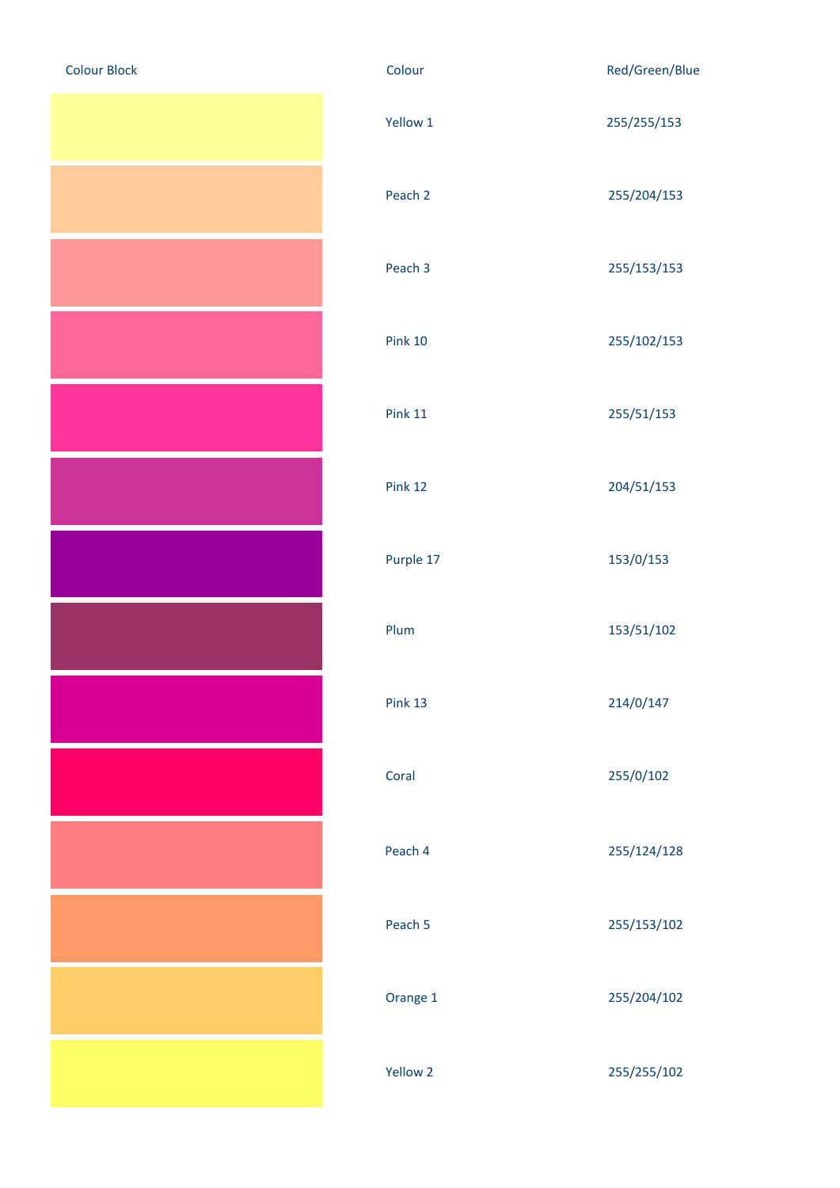| Colour Block | Colour | Red/Green/Blue |
|---|---|---|
| | Yellow 1 | 255/255/153 |
| | Peach 2 | 255/204/153 |
| | Peach 3 | 255/153/153 |
| | Pink 10 | 255/102/153 |
| | Pink 11 | 255/51/153 |
| | Pink 12 | 204/51/153 |
| | Purple 17 | 153/0/153 |
| | Plum | 153/51/102 |
| | Pink 13 | 214/0/147 |
| | Coral | 255/0/102 |
| | Peach 4 | 255/124/128 |
| | Peach 5 | 255/153/102 |
| | Orange 1 | 255/204/102 |
| | Yellow 2 | 255/255/102 |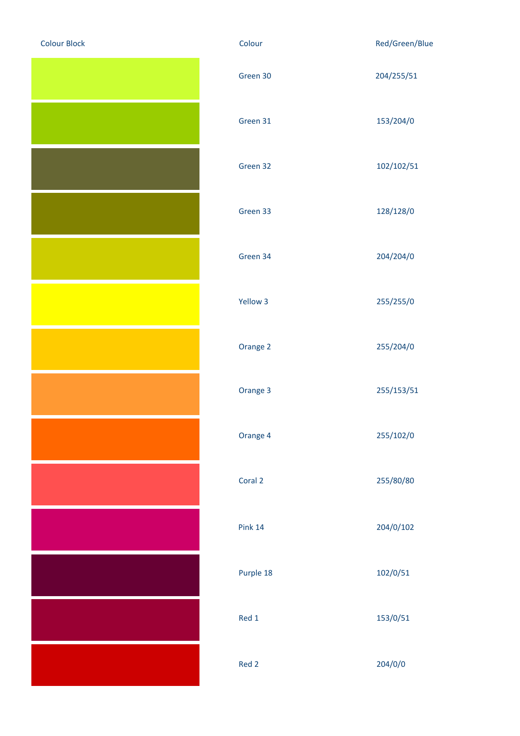| Colour Block | Colour | Red/Green/Blue |
| --- | --- | --- |
| | Green 30 | 204/255/51 |
| | Green 31 | 153/204/0 |
| | Green 32 | 102/102/51 |
| | Green 33 | 128/128/0 |
| | Green 34 | 204/204/0 |
| | Yellow 3 | 255/255/0 |
| | Orange 2 | 255/204/0 |
| | Orange 3 | 255/153/51 |
| | Orange 4 | 255/102/0 |
| | Coral 2 | 255/80/80 |
| | Pink 14 | 204/0/102 |
| | Purple 18 | 102/0/51 |
| | Red 1 | 153/0/51 |
| | Red 2 | 204/0/0 |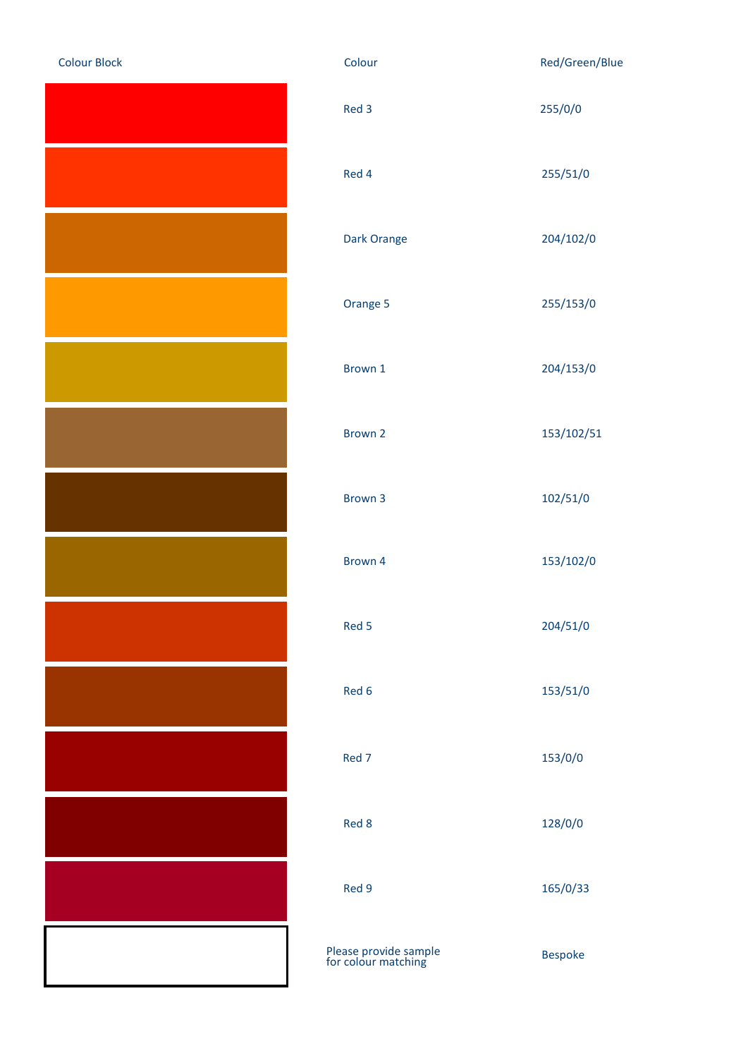| Colour Block | Colour | Red/Green/Blue |
|---|---|---|
| | Red 3 | 255/0/0 |
| | Red 4 | 255/51/0 |
| | Dark Orange | 204/102/0 |
| | Orange 5 | 255/153/0 |
| | Brown 1 | 204/153/0 |
| | Brown 2 | 153/102/51 |
| | Brown 3 | 102/51/0 |
| | Brown 4 | 153/102/0 |
| | Red 5 | 204/51/0 |
| | Red 6 | 153/51/0 |
| | Red 7 | 153/0/0 |
| | Red 8 | 128/0/0 |
| | Red 9 | 165/0/33 |
| | Please provide sample for colour matching | Bespoke |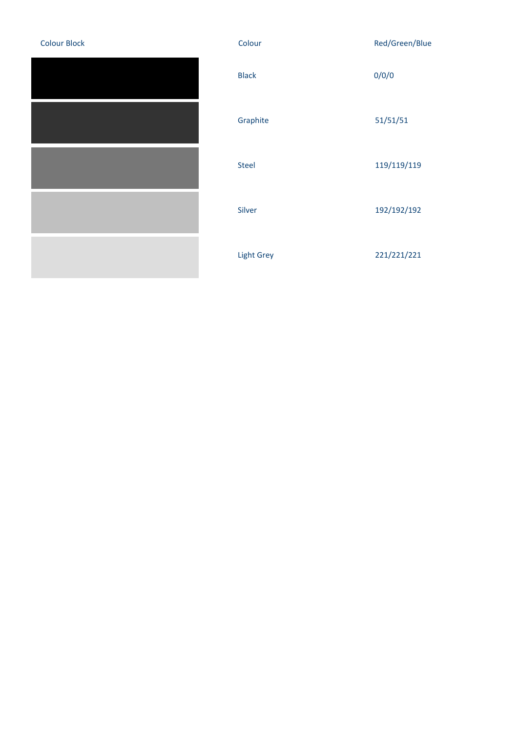| Colour Block | Colour | Red/Green/Blue |
|---|---|---|
| | Black | 0/0/0 |
| | Graphite | 51/51/51 |
| | Steel | 119/119/119 |
| | Silver | 192/192/192 |
| | Light Grey | 221/221/221 |